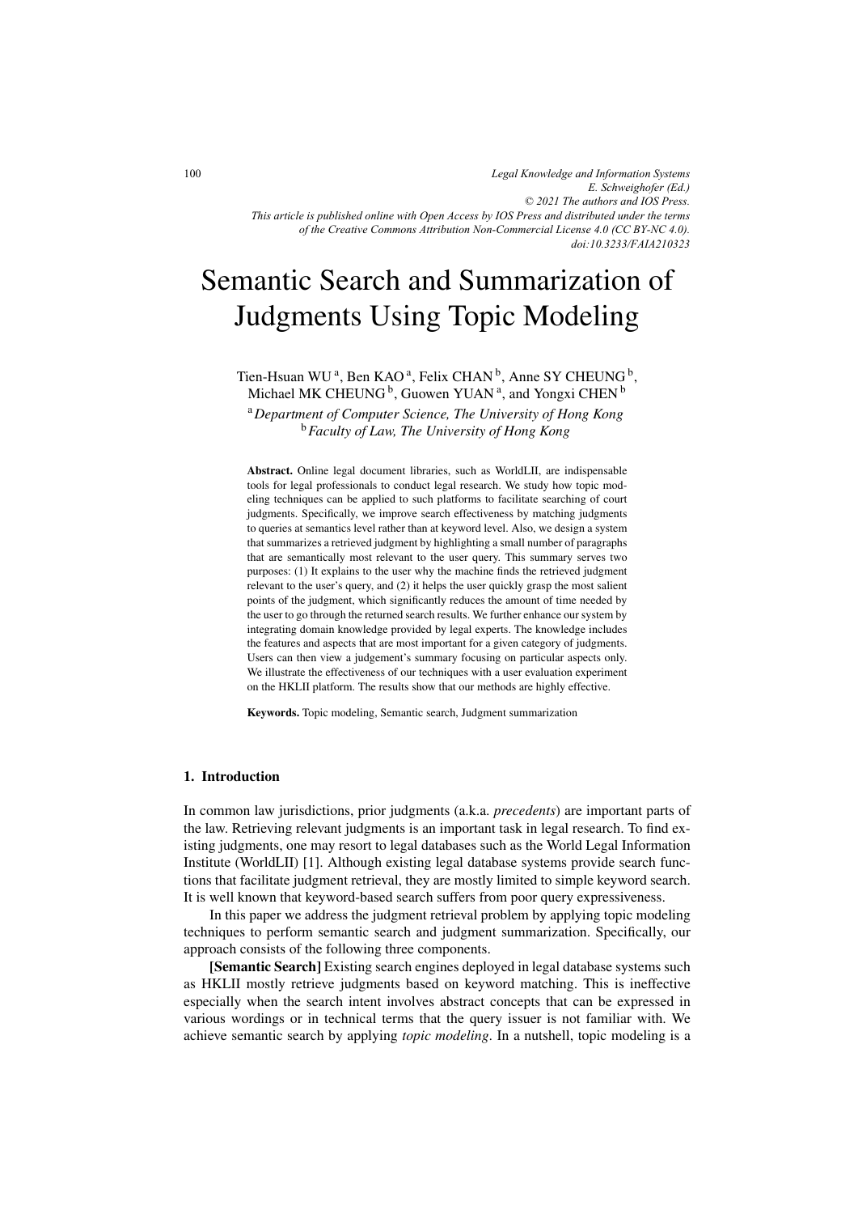*Legal Knowledge and Information Systems*
*E. Schweighofer (Ed.)*
*© 2021 The authors and IOS Press.*
*This article is published online with Open Access by IOS Press and distributed under the terms of the Creative Commons Attribution Non-Commercial License 4.0 (CC BY-NC 4.0).*
*doi:10.3233/FAIA210323*

# Semantic Search and Summarization of Judgments Using Topic Modeling

Tien-Hsuan WU [a], Ben KAO [a], Felix CHAN [b], Anne SY CHEUNG [b], Michael MK CHEUNG [b], Guowen YUAN [a], and Yongxi CHEN [b]

[a] *Department of Computer Science, The University of Hong Kong*
[b] *Faculty of Law, The University of Hong Kong*

**Abstract.** Online legal document libraries, such as WorldLII, are indispensable tools for legal professionals to conduct legal research. We study how topic modeling techniques can be applied to such platforms to facilitate searching of court judgments. Specifically, we improve search effectiveness by matching judgments to queries at semantics level rather than at keyword level. Also, we design a system that summarizes a retrieved judgment by highlighting a small number of paragraphs that are semantically most relevant to the user query. This summary serves two purposes: (1) It explains to the user why the machine finds the retrieved judgment relevant to the user's query, and (2) it helps the user quickly grasp the most salient points of the judgment, which significantly reduces the amount of time needed by the user to go through the returned search results. We further enhance our system by integrating domain knowledge provided by legal experts. The knowledge includes the features and aspects that are most important for a given category of judgments. Users can then view a judgement's summary focusing on particular aspects only. We illustrate the effectiveness of our techniques with a user evaluation experiment on the HKLII platform. The results show that our methods are highly effective.

**Keywords.** Topic modeling, Semantic search, Judgment summarization

## 1. Introduction

In common law jurisdictions, prior judgments (a.k.a. *precedents*) are important parts of the law. Retrieving relevant judgments is an important task in legal research. To find existing judgments, one may resort to legal databases such as the World Legal Information Institute (WorldLII) [1]. Although existing legal database systems provide search functions that facilitate judgment retrieval, they are mostly limited to simple keyword search. It is well known that keyword-based search suffers from poor query expressiveness.

In this paper we address the judgment retrieval problem by applying topic modeling techniques to perform semantic search and judgment summarization. Specifically, our approach consists of the following three components.

**[Semantic Search]** Existing search engines deployed in legal database systems such as HKLII mostly retrieve judgments based on keyword matching. This is ineffective especially when the search intent involves abstract concepts that can be expressed in various wordings or in technical terms that the query issuer is not familiar with. We achieve semantic search by applying *topic modeling*. In a nutshell, topic modeling is a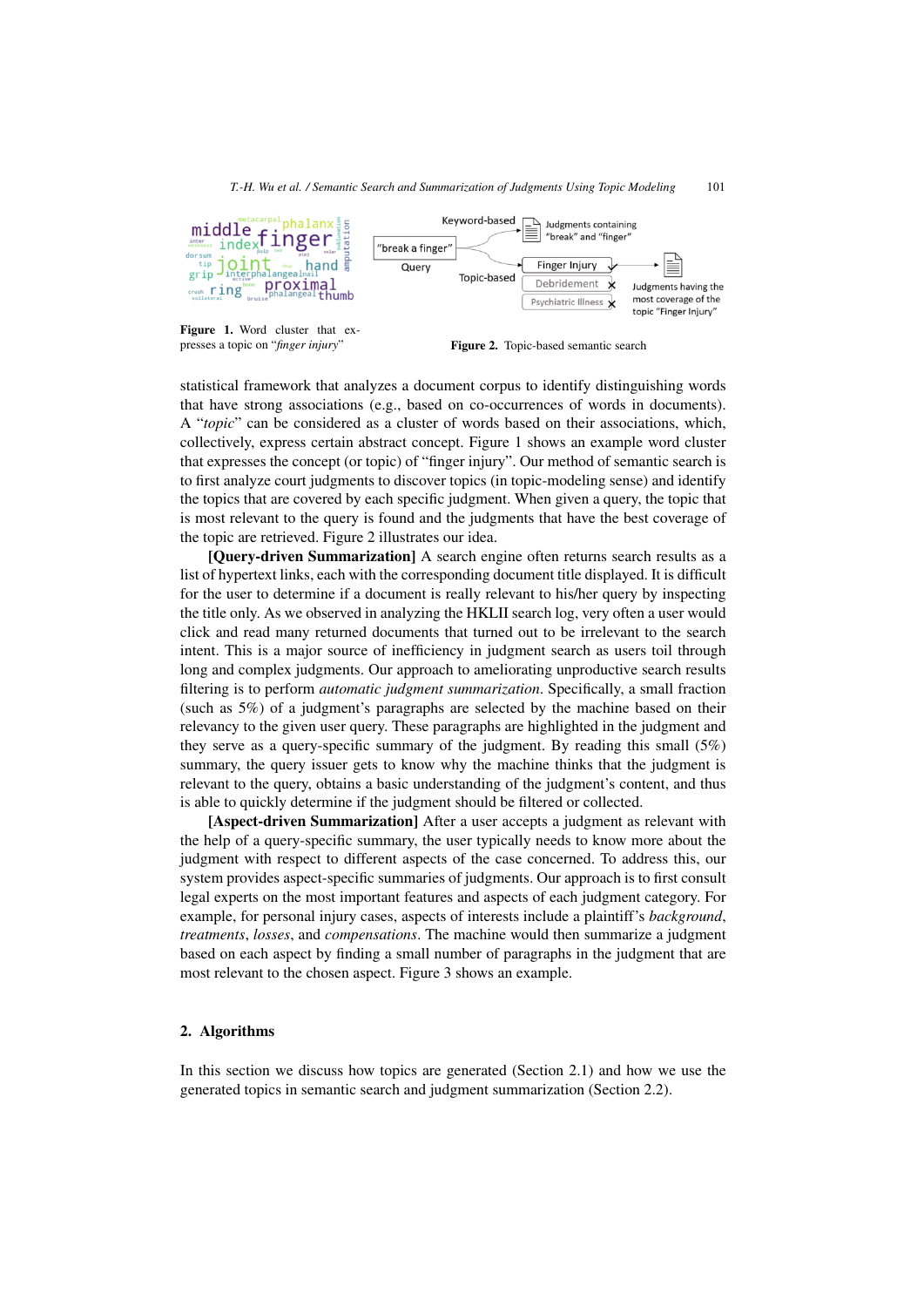**Figure 1.** Word cluster that expresses a topic on "*finger injury*"

**Figure 2.** Topic-based semantic search

statistical framework that analyzes a document corpus to identify distinguishing words that have strong associations (e.g., based on co-occurrences of words in documents). A "*topic*" can be considered as a cluster of words based on their associations, which, collectively, express certain abstract concept. Figure 1 shows an example word cluster that expresses the concept (or topic) of "finger injury". Our method of semantic search is to first analyze court judgments to discover topics (in topic-modeling sense) and identify the topics that are covered by each specific judgment. When given a query, the topic that is most relevant to the query is found and the judgments that have the best coverage of the topic are retrieved. Figure 2 illustrates our idea.

**[Query-driven Summarization]** A search engine often returns search results as a list of hypertext links, each with the corresponding document title displayed. It is difficult for the user to determine if a document is really relevant to his/her query by inspecting the title only. As we observed in analyzing the HKLII search log, very often a user would click and read many returned documents that turned out to be irrelevant to the search intent. This is a major source of inefficiency in judgment search as users toil through long and complex judgments. Our approach to ameliorating unproductive search results filtering is to perform *automatic judgment summarization*. Specifically, a small fraction (such as 5%) of a judgment's paragraphs are selected by the machine based on their relevancy to the given user query. These paragraphs are highlighted in the judgment and they serve as a query-specific summary of the judgment. By reading this small (5%) summary, the query issuer gets to know why the machine thinks that the judgment is relevant to the query, obtains a basic understanding of the judgment's content, and thus is able to quickly determine if the judgment should be filtered or collected.

**[Aspect-driven Summarization]** After a user accepts a judgment as relevant with the help of a query-specific summary, the user typically needs to know more about the judgment with respect to different aspects of the case concerned. To address this, our system provides aspect-specific summaries of judgments. Our approach is to first consult legal experts on the most important features and aspects of each judgment category. For example, for personal injury cases, aspects of interests include a plaintiff's *background*, *treatments*, *losses*, and *compensations*. The machine would then summarize a judgment based on each aspect by finding a small number of paragraphs in the judgment that are most relevant to the chosen aspect. Figure 3 shows an example.

## 2. Algorithms

In this section we discuss how topics are generated (Section 2.1) and how we use the generated topics in semantic search and judgment summarization (Section 2.2).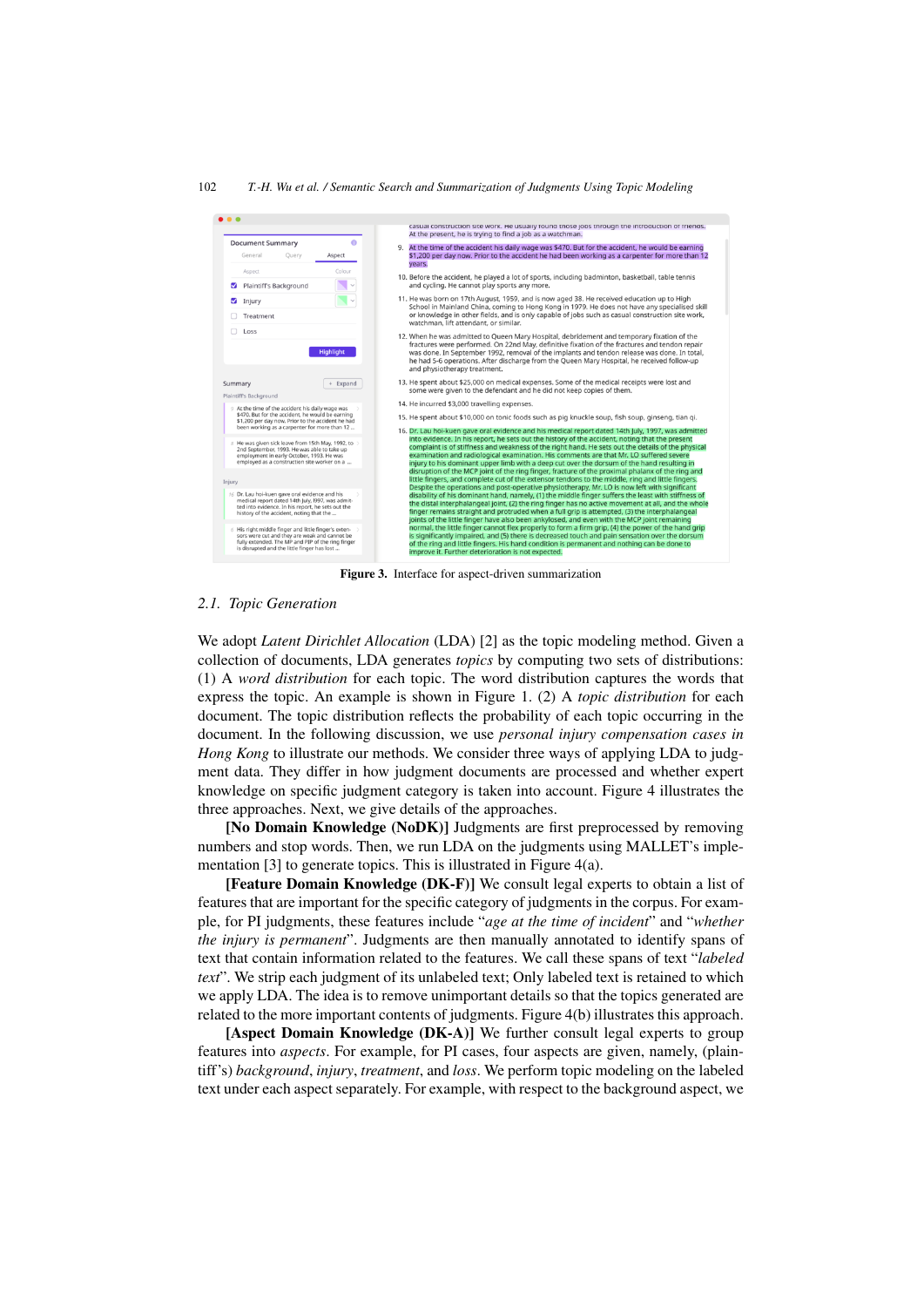Figure 3. Interface for aspect-driven summarization

## 2.1. Topic Generation

We adopt *Latent Dirichlet Allocation* (LDA) [2] as the topic modeling method. Given a collection of documents, LDA generates *topics* by computing two sets of distributions: (1) A *word distribution* for each topic. The word distribution captures the words that express the topic. An example is shown in Figure 1. (2) A *topic distribution* for each document. The topic distribution reflects the probability of each topic occurring in the document. In the following discussion, we use *personal injury compensation cases in Hong Kong* to illustrate our methods. We consider three ways of applying LDA to judgment data. They differ in how judgment documents are processed and whether expert knowledge on specific judgment category is taken into account. Figure 4 illustrates the three approaches. Next, we give details of the approaches.

**[No Domain Knowledge (NoDK)]** Judgments are first preprocessed by removing numbers and stop words. Then, we run LDA on the judgments using MALLET's implementation [3] to generate topics. This is illustrated in Figure 4(a).

**[Feature Domain Knowledge (DK-F)]** We consult legal experts to obtain a list of features that are important for the specific category of judgments in the corpus. For example, for PI judgments, these features include "*age at the time of incident*" and "*whether the injury is permanent*". Judgments are then manually annotated to identify spans of text that contain information related to the features. We call these spans of text "*labeled text*". We strip each judgment of its unlabeled text; Only labeled text is retained to which we apply LDA. The idea is to remove unimportant details so that the topics generated are related to the more important contents of judgments. Figure 4(b) illustrates this approach.

**[Aspect Domain Knowledge (DK-A)]** We further consult legal experts to group features into *aspects*. For example, for PI cases, four aspects are given, namely, (plaintiff's) *background*, *injury*, *treatment*, and *loss*. We perform topic modeling on the labeled text under each aspect separately. For example, with respect to the background aspect, we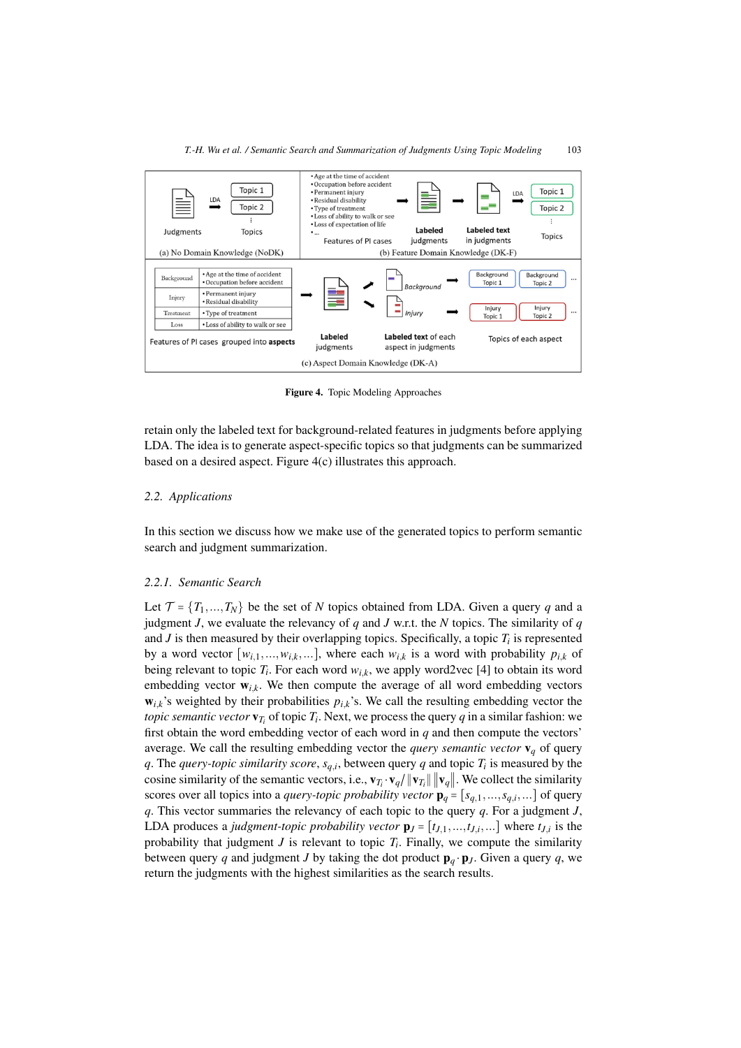**Figure 4.** Topic Modeling Approaches

retain only the labeled text for background-related features in judgments before applying LDA. The idea is to generate aspect-specific topics so that judgments can be summarized based on a desired aspect. Figure 4(c) illustrates this approach.

## 2.2. *Applications*

In this section we discuss how we make use of the generated topics to perform semantic search and judgment summarization.

### 2.2.1. *Semantic Search*

Let $\mathcal{T} = \{T_1, \ldots, T_N\}$ be the set of $N$ topics obtained from LDA. Given a query $q$ and a judgment $J$, we evaluate the relevancy of $q$ and $J$ w.r.t. the $N$ topics. The similarity of $q$ and $J$ is then measured by their overlapping topics. Specifically, a topic $T_i$ is represented by a word vector $[w_{i,1}, \ldots, w_{i,k}, \ldots]$, where each $w_{i,k}$ is a word with probability $p_{i,k}$ of being relevant to topic $T_i$. For each word $w_{i,k}$, we apply word2vec [4] to obtain its word embedding vector $\mathbf{w}_{i,k}$. We then compute the average of all word embedding vectors $\mathbf{w}_{i,k}$'s weighted by their probabilities $p_{i,k}$'s. We call the resulting embedding vector the *topic semantic vector* $\mathbf{v}_{T_i}$ of topic $T_i$. Next, we process the query $q$ in a similar fashion: we first obtain the word embedding vector of each word in $q$ and then compute the vectors' average. We call the resulting embedding vector the *query semantic vector* $\mathbf{v}_q$ of query $q$. The *query-topic similarity score*, $s_{q,i}$, between query $q$ and topic $T_i$ is measured by the cosine similarity of the semantic vectors, i.e., $\mathbf{v}_{T_i} \cdot \mathbf{v}_q / \|\mathbf{v}_{T_i}\| \|\mathbf{v}_q\|$. We collect the similarity scores over all topics into a *query-topic probability vector* $\mathbf{p}_q = [s_{q,1}, \ldots, s_{q,i}, \ldots]$ of query $q$. This vector summaries the relevancy of each topic to the query $q$. For a judgment $J$, LDA produces a *judgment-topic probability vector* $\mathbf{p}_J = [t_{J,1}, \ldots, t_{J,i}, \ldots]$ where $t_{J,i}$ is the probability that judgment $J$ is relevant to topic $T_i$. Finally, we compute the similarity between query $q$ and judgment $J$ by taking the dot product $\mathbf{p}_q \cdot \mathbf{p}_J$. Given a query $q$, we return the judgments with the highest similarities as the search results.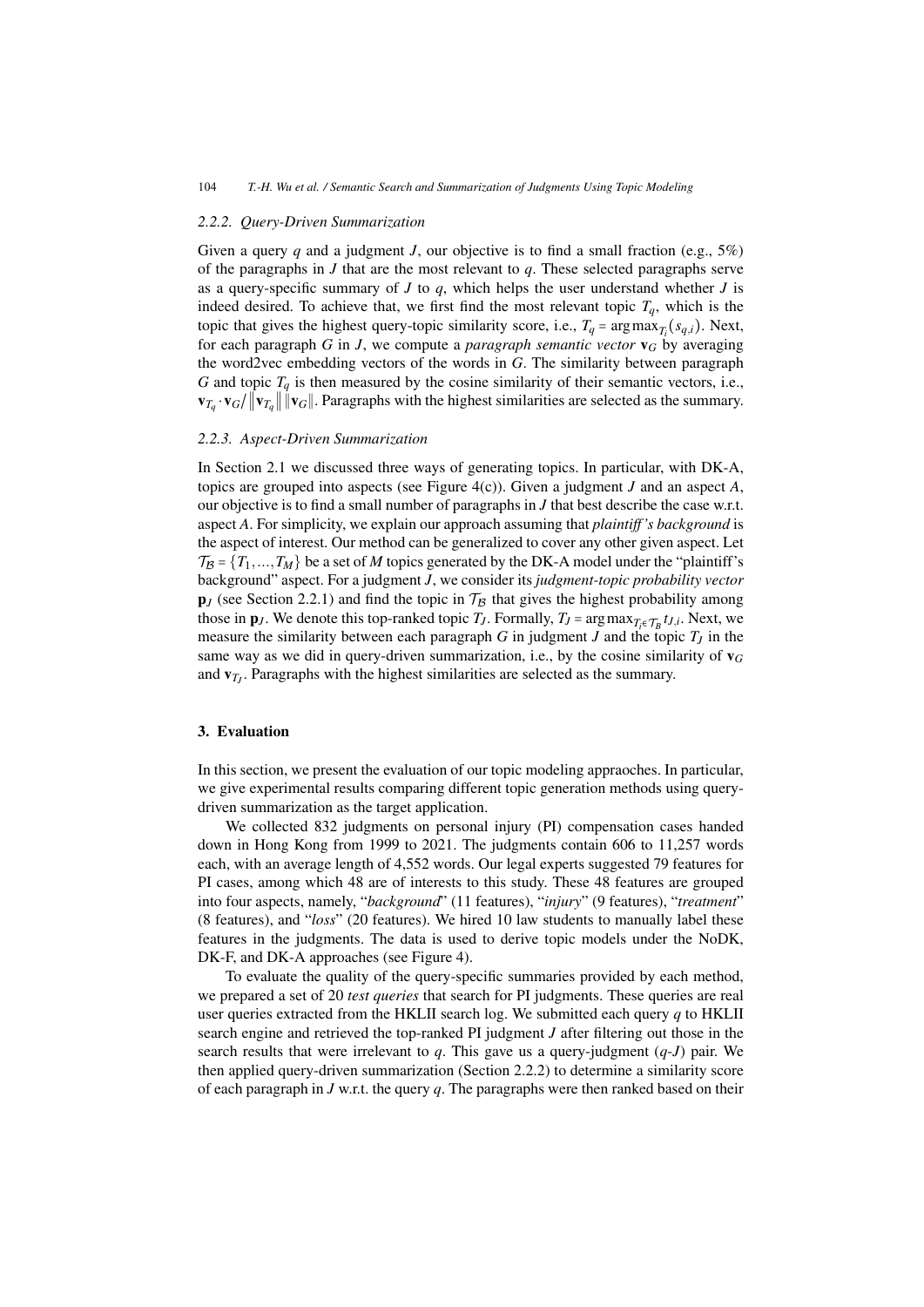### 2.2.2. Query-Driven Summarization

Given a query $q$ and a judgment $J$, our objective is to find a small fraction (e.g., 5%) of the paragraphs in $J$ that are the most relevant to $q$. These selected paragraphs serve as a query-specific summary of $J$ to $q$, which helps the user understand whether $J$ is indeed desired. To achieve that, we first find the most relevant topic $T_q$, which is the topic that gives the highest query-topic similarity score, i.e., $T_q = \arg\max_{T_i}(s_{q,i})$. Next, for each paragraph $G$ in $J$, we compute a *paragraph semantic vector* $\mathbf{v}_G$ by averaging the word2vec embedding vectors of the words in $G$. The similarity between paragraph $G$ and topic $T_q$ is then measured by the cosine similarity of their semantic vectors, i.e., $\mathbf{v}_{T_q} \cdot \mathbf{v}_G / \|\mathbf{v}_{T_q}\| \|\mathbf{v}_G\|$. Paragraphs with the highest similarities are selected as the summary.

### 2.2.3. Aspect-Driven Summarization

In Section 2.1 we discussed three ways of generating topics. In particular, with DK-A, topics are grouped into aspects (see Figure 4(c)). Given a judgment $J$ and an aspect $A$, our objective is to find a small number of paragraphs in $J$ that best describe the case w.r.t. aspect $A$. For simplicity, we explain our approach assuming that *plaintiff's background* is the aspect of interest. Our method can be generalized to cover any other given aspect. Let $\mathcal{T}_\mathcal{B} = \{T_1, \ldots, T_M\}$ be a set of $M$ topics generated by the DK-A model under the "plaintiff's background" aspect. For a judgment $J$, we consider its *judgment-topic probability vector* $\mathbf{p}_J$ (see Section 2.2.1) and find the topic in $\mathcal{T}_\mathcal{B}$ that gives the highest probability among those in $\mathbf{p}_J$. We denote this top-ranked topic $T_J$. Formally, $T_J = \arg\max_{T_i \in \mathcal{T}_\mathcal{B}} t_{J,i}$. Next, we measure the similarity between each paragraph $G$ in judgment $J$ and the topic $T_J$ in the same way as we did in query-driven summarization, i.e., by the cosine similarity of $\mathbf{v}_G$ and $\mathbf{v}_{T_J}$. Paragraphs with the highest similarities are selected as the summary.

## 3. Evaluation

In this section, we present the evaluation of our topic modeling appraoches. In particular, we give experimental results comparing different topic generation methods using query-driven summarization as the target application.

We collected 832 judgments on personal injury (PI) compensation cases handed down in Hong Kong from 1999 to 2021. The judgments contain 606 to 11,257 words each, with an average length of 4,552 words. Our legal experts suggested 79 features for PI cases, among which 48 are of interests to this study. These 48 features are grouped into four aspects, namely, "*background*" (11 features), "*injury*" (9 features), "*treatment*" (8 features), and "*loss*" (20 features). We hired 10 law students to manually label these features in the judgments. The data is used to derive topic models under the NoDK, DK-F, and DK-A approaches (see Figure 4).

To evaluate the quality of the query-specific summaries provided by each method, we prepared a set of 20 *test queries* that search for PI judgments. These queries are real user queries extracted from the HKLII search log. We submitted each query $q$ to HKLII search engine and retrieved the top-ranked PI judgment $J$ after filtering out those in the search results that were irrelevant to $q$. This gave us a query-judgment ($q$-$J$) pair. We then applied query-driven summarization (Section 2.2.2) to determine a similarity score of each paragraph in $J$ w.r.t. the query $q$. The paragraphs were then ranked based on their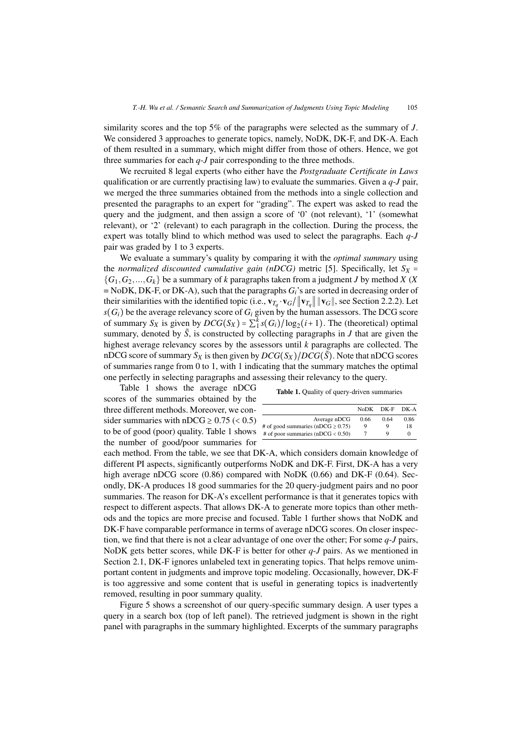similarity scores and the top 5% of the paragraphs were selected as the summary of $J$. We considered 3 approaches to generate topics, namely, NoDK, DK-F, and DK-A. Each of them resulted in a summary, which might differ from those of others. Hence, we got three summaries for each $q$-$J$ pair corresponding to the three methods.

We recruited 8 legal experts (who either have the *Postgraduate Certificate in Laws* qualification or are currently practising law) to evaluate the summaries. Given a $q$-$J$ pair, we merged the three summaries obtained from the methods into a single collection and presented the paragraphs to an expert for "grading". The expert was asked to read the query and the judgment, and then assign a score of '0' (not relevant), '1' (somewhat relevant), or '2' (relevant) to each paragraph in the collection. During the process, the expert was totally blind to which method was used to select the paragraphs. Each $q$-$J$ pair was graded by 1 to 3 experts.

We evaluate a summary's quality by comparing it with the *optimal summary* using the *normalized discounted cumulative gain (nDCG)* metric [5]. Specifically, let $S_X = \{G_1, G_2, ..., G_k\}$ be a summary of $k$ paragraphs taken from a judgment $J$ by method $X$ ($X$ = NoDK, DK-F, or DK-A), such that the paragraphs $G_i$'s are sorted in decreasing order of their similarities with the identified topic (i.e., $\mathbf{v}_{T_q} \cdot \mathbf{v}_G / \|\mathbf{v}_{T_q}\| \|\mathbf{v}_G\|$, see Section 2.2.2). Let $s(G_i)$ be the average relevancy score of $G_i$ given by the human assessors. The DCG score of summary $S_X$ is given by $DCG(S_X) = \sum_1^k s(G_i)/\log_2(i+1)$. The (theoretical) optimal summary, denoted by $\bar{S}$, is constructed by collecting paragraphs in $J$ that are given the highest average relevancy scores by the assessors until $k$ paragraphs are collected. The nDCG score of summary $S_X$ is then given by $DCG(S_X)/DCG(\bar{S})$. Note that nDCG scores of summaries range from 0 to 1, with 1 indicating that the summary matches the optimal one perfectly in selecting paragraphs and assessing their relevancy to the query.

**Table 1.** Quality of query-driven summaries

| | NoDK | DK-F | DK-A |
|---|---|---|---|
| Average nDCG | 0.66 | 0.64 | 0.86 |
| # of good summaries (nDCG ≥ 0.75) | 9 | 9 | 18 |
| # of poor summaries (nDCG < 0.50) | 7 | 9 | 0 |

Table 1 shows the average nDCG scores of the summaries obtained by the three different methods. Moreover, we consider summaries with nDCG ≥ 0.75 (< 0.5) to be of good (poor) quality. Table 1 shows the number of good/poor summaries for each method. From the table, we see that DK-A, which considers domain knowledge of different PI aspects, significantly outperforms NoDK and DK-F. First, DK-A has a very high average nDCG score (0.86) compared with NoDK (0.66) and DK-F (0.64). Secondly, DK-A produces 18 good summaries for the 20 query-judgment pairs and no poor summaries. The reason for DK-A's excellent performance is that it generates topics with respect to different aspects. That allows DK-A to generate more topics than other methods and the topics are more precise and focused. Table 1 further shows that NoDK and DK-F have comparable performance in terms of average nDCG scores. On closer inspection, we find that there is not a clear advantage of one over the other; For some $q$-$J$ pairs, NoDK gets better scores, while DK-F is better for other $q$-$J$ pairs. As we mentioned in Section 2.1, DK-F ignores unlabeled text in generating topics. That helps remove unimportant content in judgments and improve topic modeling. Occasionally, however, DK-F is too aggressive and some content that is useful in generating topics is inadvertently removed, resulting in poor summary quality.

Figure 5 shows a screenshot of our query-specific summary design. A user types a query in a search box (top of left panel). The retrieved judgment is shown in the right panel with paragraphs in the summary highlighted. Excerpts of the summary paragraphs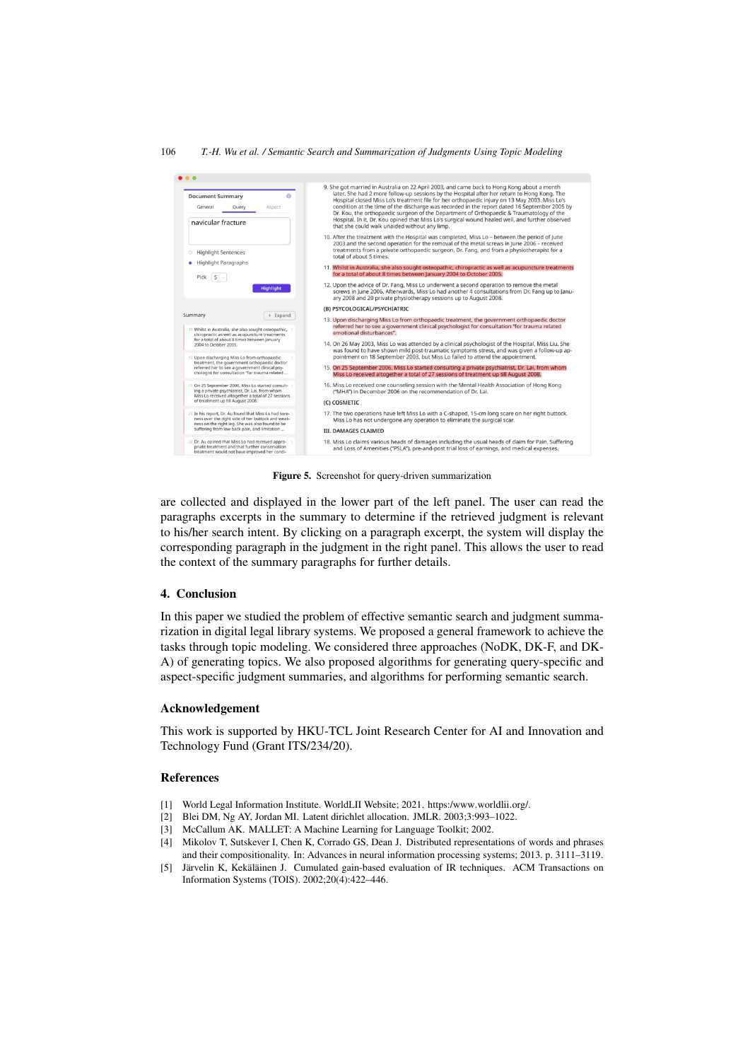Figure 5. Screenshot for query-driven summarization

are collected and displayed in the lower part of the left panel. The user can read the paragraphs excerpts in the summary to determine if the retrieved judgment is relevant to his/her search intent. By clicking on a paragraph excerpt, the system will display the corresponding paragraph in the judgment in the right panel. This allows the user to read the context of the summary paragraphs for further details.

## 4. Conclusion

In this paper we studied the problem of effective semantic search and judgment summarization in digital legal library systems. We proposed a general framework to achieve the tasks through topic modeling. We considered three approaches (NoDK, DK-F, and DK-A) of generating topics. We also proposed algorithms for generating query-specific and aspect-specific judgment summaries, and algorithms for performing semantic search.

## Acknowledgement

This work is supported by HKU-TCL Joint Research Center for AI and Innovation and Technology Fund (Grant ITS/234/20).

## References

[1] World Legal Information Institute. WorldLII Website; 2021. https:/www.worldlii.org/.
[2] Blei DM, Ng AY, Jordan MI. Latent dirichlet allocation. JMLR. 2003;3:993–1022.
[3] McCallum AK. MALLET: A Machine Learning for Language Toolkit; 2002.
[4] Mikolov T, Sutskever I, Chen K, Corrado GS, Dean J. Distributed representations of words and phrases and their compositionality. In: Advances in neural information processing systems; 2013. p. 3111–3119.
[5] Järvelin K, Kekäläinen J. Cumulated gain-based evaluation of IR techniques. ACM Transactions on Information Systems (TOIS). 2002;20(4):422–446.